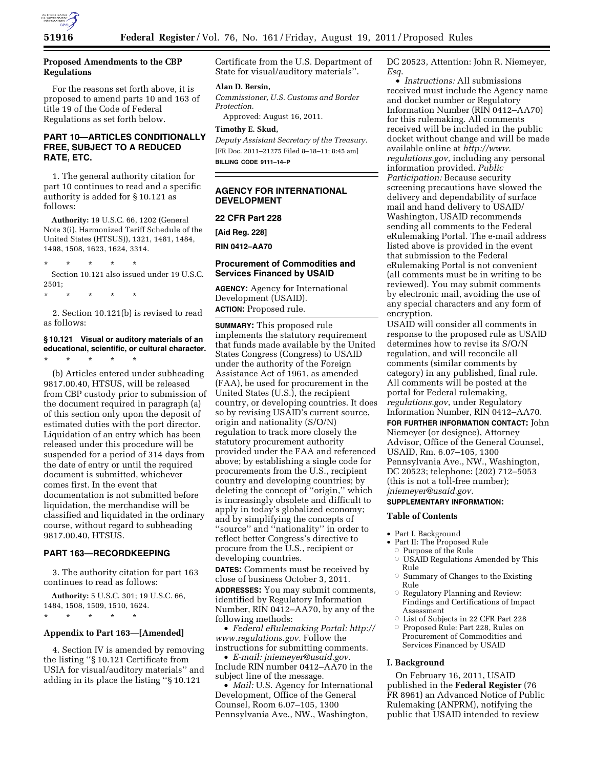## Proposed Amendments to the CBP Regulations

For the reasons set forth above, it is proposed to amend parts 10 and 163 of title 19 of the Code of Federal Regulations as set forth below.

## PART 10—ARTICLES CONDITIONALLY FREE, SUBJECT TO A REDUCED RATE, ETC.

1. The general authority citation for part 10 continues to read and a specific authority is added for § 10.121 as follows:

**Authority:** 19 U.S.C. 66, 1202 (General Note 3(i), Harmonized Tariff Schedule of the United States (HTSUS)), 1321, 1481, 1484, 1498, 1508, 1623, 1624, 3314.

\* \* \* \* \*

Section 10.121 also issued under 19 U.S.C. 2501;

\* \* \* \* \*

2. Section 10.121(b) is revised to read as follows:

### § 10.121 Visual or auditory materials of an educational, scientific, or cultural character.

\* \* \* \* \*

(b) Articles entered under subheading 9817.00.40, HTSUS, will be released from CBP custody prior to submission of the document required in paragraph (a) of this section only upon the deposit of estimated duties with the port director. Liquidation of an entry which has been released under this procedure will be suspended for a period of 314 days from the date of entry or until the required document is submitted, whichever comes first. In the event that documentation is not submitted before liquidation, the merchandise will be classified and liquidated in the ordinary course, without regard to subheading 9817.00.40, HTSUS.

## PART 163—RECORDKEEPING

3. The authority citation for part 163 continues to read as follows:

**Authority:** 5 U.S.C. 301; 19 U.S.C. 66, 1484, 1508, 1509, 1510, 1624.

\* \* \* \* \*

### Appendix to Part 163—[Amended]

4. Section IV is amended by removing the listing ''§ 10.121 Certificate from USIA for visual/auditory materials'' and adding in its place the listing ''§ 10.121 Certificate from the U.S. Department of State for visual/auditory materials''.

**Alan D. Bersin,**

*Commissioner, U.S. Customs and Border Protection.*

Approved: August 16, 2011.

**Timothy E. Skud,**

*Deputy Assistant Secretary of the Treasury.*

[FR Doc. 2011–21275 Filed 8–18–11; 8:45 am]

**BILLING CODE 9111–14–P**

---

## AGENCY FOR INTERNATIONAL DEVELOPMENT

## 22 CFR Part 228

**[Aid Reg. 228]**

**RIN 0412–AA70**

## Procurement of Commodities and Services Financed by USAID

**AGENCY:** Agency for International Development (USAID).

**ACTION:** Proposed rule.

**SUMMARY:** This proposed rule implements the statutory requirement that funds made available by the United States Congress (Congress) to USAID under the authority of the Foreign Assistance Act of 1961, as amended (FAA), be used for procurement in the United States (U.S.), the recipient country, or developing countries. It does so by revising USAID's current source, origin and nationality (S/O/N) regulation to track more closely the statutory procurement authority provided under the FAA and referenced above; by establishing a single code for procurements from the U.S., recipient country and developing countries; by deleting the concept of ''origin,'' which is increasingly obsolete and difficult to apply in today's globalized economy; and by simplifying the concepts of ''source'' and ''nationality'' in order to reflect better Congress's directive to procure from the U.S., recipient or developing countries.

**DATES:** Comments must be received by close of business October 3, 2011.

**ADDRESSES:** You may submit comments, identified by Regulatory Information Number, RIN 0412–AA70, by any of the following methods:

- *Federal eRulemaking Portal: http://www.regulations.gov.* Follow the instructions for submitting comments.
- *E-mail: jniemeyer@usaid.gov.* Include RIN number 0412–AA70 in the subject line of the message.
- *Mail:* U.S. Agency for International Development, Office of the General Counsel, Room 6.07–105, 1300 Pennsylvania Ave., NW., Washington, DC 20523, Attention: John R. Niemeyer, *Esq.*
- *Instructions:* All submissions received must include the Agency name and docket number or Regulatory Information Number (RIN 0412–AA70) for this rulemaking. All comments received will be included in the public docket without change and will be made available online at *http://www.regulations.gov,* including any personal information provided. *Public Participation:* Because security screening precautions have slowed the delivery and dependability of surface mail and hand delivery to USAID/Washington, USAID recommends sending all comments to the Federal eRulemaking Portal. The e-mail address listed above is provided in the event that submission to the Federal eRulemaking Portal is not convenient (all comments must be in writing to be reviewed). You may submit comments by electronic mail, avoiding the use of any special characters and any form of encryption.

USAID will consider all comments in response to the proposed rule as USAID determines how to revise its S/O/N regulation, and will reconcile all comments (similar comments by category) in any published, final rule. All comments will be posted at the portal for Federal rulemaking, *regulations.gov*, under Regulatory Information Number, RIN 0412–AA70.

**FOR FURTHER INFORMATION CONTACT:** John Niemeyer (or designee), Attorney Advisor, Office of the General Counsel, USAID, Rm. 6.07–105, 1300 Pennsylvania Ave., NW., Washington, DC 20523; telephone: (202) 712–5053 (this is not a toll-free number); *jniemeyer@usaid.gov.*

**SUPPLEMENTARY INFORMATION:**

### Table of Contents

- Part I. Background
- Part II: The Proposed Rule
  - Purpose of the Rule
  - USAID Regulations Amended by This Rule
  - Summary of Changes to the Existing Rule
  - Regulatory Planning and Review: Findings and Certifications of Impact Assessment
  - List of Subjects in 22 CFR Part 228
  - Proposed Rule: Part 228, Rules on Procurement of Commodities and Services Financed by USAID

### I. Background

On February 16, 2011, USAID published in the **Federal Register** (76 FR 8961) an Advanced Notice of Public Rulemaking (ANPRM), notifying the public that USAID intended to review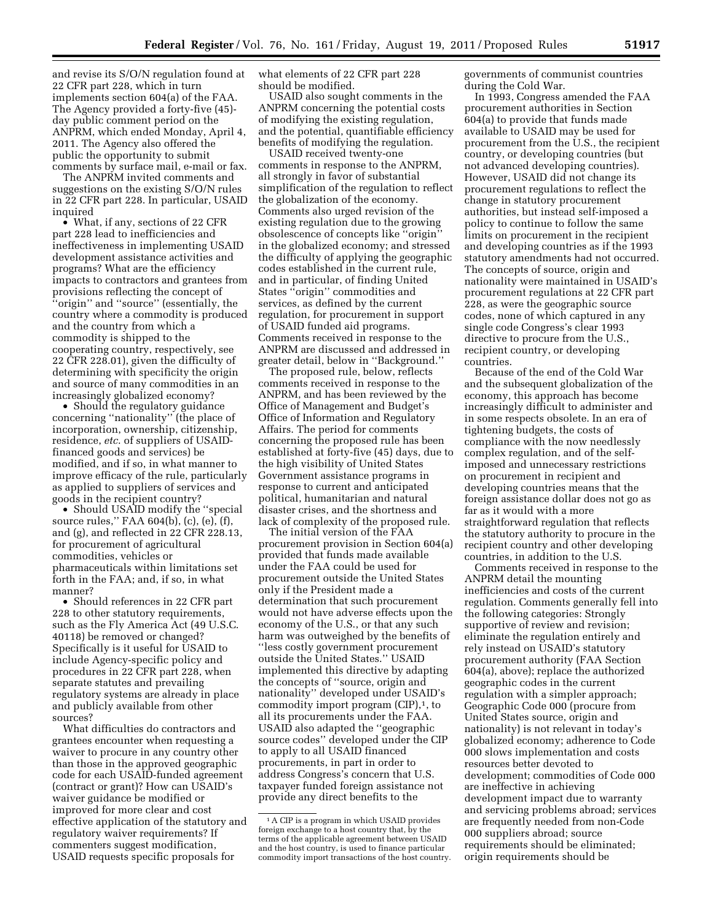and revise its S/O/N regulation found at 22 CFR part 228, which in turn implements section 604(a) of the FAA. The Agency provided a forty-five (45)-day public comment period on the ANPRM, which ended Monday, April 4, 2011. The Agency also offered the public the opportunity to submit comments by surface mail, e-mail or fax.

The ANPRM invited comments and suggestions on the existing S/O/N rules in 22 CFR part 228. In particular, USAID inquired

- What, if any, sections of 22 CFR part 228 lead to inefficiencies and ineffectiveness in implementing USAID development assistance activities and programs? What are the efficiency impacts to contractors and grantees from provisions reflecting the concept of ''origin'' and ''source'' (essentially, the country where a commodity is produced and the country from which a commodity is shipped to the cooperating country, respectively, see 22 CFR 228.01), given the difficulty of determining with specificity the origin and source of many commodities in an increasingly globalized economy?
- Should the regulatory guidance concerning ''nationality'' (the place of incorporation, ownership, citizenship, residence, *etc.* of suppliers of USAID-financed goods and services) be modified, and if so, in what manner to improve efficacy of the rule, particularly as applied to suppliers of services and goods in the recipient country?
- Should USAID modify the ''special source rules,'' FAA 604(b), (c), (e), (f), and (g), and reflected in 22 CFR 228.13, for procurement of agricultural commodities, vehicles or pharmaceuticals within limitations set forth in the FAA; and, if so, in what manner?
- Should references in 22 CFR part 228 to other statutory requirements, such as the Fly America Act (49 U.S.C. 40118) be removed or changed? Specifically is it useful for USAID to include Agency-specific policy and procedures in 22 CFR part 228, when separate statutes and prevailing regulatory systems are already in place and publicly available from other sources?

What difficulties do contractors and grantees encounter when requesting a waiver to procure in any country other than those in the approved geographic code for each USAID-funded agreement (contract or grant)? How can USAID's waiver guidance be modified or improved for more clear and cost effective application of the statutory and regulatory waiver requirements? If commenters suggest modification, USAID requests specific proposals for what elements of 22 CFR part 228 should be modified.

USAID also sought comments in the ANPRM concerning the potential costs of modifying the existing regulation, and the potential, quantifiable efficiency benefits of modifying the regulation.

USAID received twenty-one comments in response to the ANPRM, all strongly in favor of substantial simplification of the regulation to reflect the globalization of the economy. Comments also urged revision of the existing regulation due to the growing obsolescence of concepts like ''origin'' in the globalized economy; and stressed the difficulty of applying the geographic codes established in the current rule, and in particular, of finding United States ''origin'' commodities and services, as defined by the current regulation, for procurement in support of USAID funded aid programs. Comments received in response to the ANPRM are discussed and addressed in greater detail, below in ''Background.''

The proposed rule, below, reflects comments received in response to the ANPRM, and has been reviewed by the Office of Management and Budget's Office of Information and Regulatory Affairs. The period for comments concerning the proposed rule has been established at forty-five (45) days, due to the high visibility of United States Government assistance programs in response to current and anticipated political, humanitarian and natural disaster crises, and the shortness and lack of complexity of the proposed rule.

The initial version of the FAA procurement provision in Section 604(a) provided that funds made available under the FAA could be used for procurement outside the United States only if the President made a determination that such procurement would not have adverse effects upon the economy of the U.S., or that any such harm was outweighed by the benefits of ''less costly government procurement outside the United States.'' USAID implemented this directive by adapting the concepts of ''source, origin and nationality'' developed under USAID's commodity import program (CIP),[1], to all its procurements under the FAA. USAID also adapted the ''geographic source codes'' developed under the CIP to apply to all USAID financed procurements, in part in order to address Congress's concern that U.S. taxpayer funded foreign assistance not provide any direct benefits to the governments of communist countries during the Cold War.

In 1993, Congress amended the FAA procurement authorities in Section 604(a) to provide that funds made available to USAID may be used for procurement from the U.S., the recipient country, or developing countries (but not advanced developing countries). However, USAID did not change its procurement regulations to reflect the change in statutory procurement authorities, but instead self-imposed a policy to continue to follow the same limits on procurement in the recipient and developing countries as if the 1993 statutory amendments had not occurred. The concepts of source, origin and nationality were maintained in USAID's procurement regulations at 22 CFR part 228, as were the geographic source codes, none of which captured in any single code Congress's clear 1993 directive to procure from the U.S., recipient country, or developing countries.

Because of the end of the Cold War and the subsequent globalization of the economy, this approach has become increasingly difficult to administer and in some respects obsolete. In an era of tightening budgets, the costs of compliance with the now needlessly complex regulation, and of the self-imposed and unnecessary restrictions on procurement in recipient and developing countries means that the foreign assistance dollar does not go as far as it would with a more straightforward regulation that reflects the statutory authority to procure in the recipient country and other developing countries, in addition to the U.S.

Comments received in response to the ANPRM detail the mounting inefficiencies and costs of the current regulation. Comments generally fell into the following categories: Strongly supportive of review and revision; eliminate the regulation entirely and rely instead on USAID's statutory procurement authority (FAA Section 604(a), above); replace the authorized geographic codes in the current regulation with a simpler approach; Geographic Code 000 (procure from United States source, origin and nationality) is not relevant in today's globalized economy; adherence to Code 000 slows implementation and costs resources better devoted to development; commodities of Code 000 are ineffective in achieving development impact due to warranty and servicing problems abroad; services are frequently needed from non-Code 000 suppliers abroad; source requirements should be eliminated; origin requirements should be

[1] A CIP is a program in which USAID provides foreign exchange to a host country that, by the terms of the applicable agreement between USAID and the host country, is used to finance particular commodity import transactions of the host country.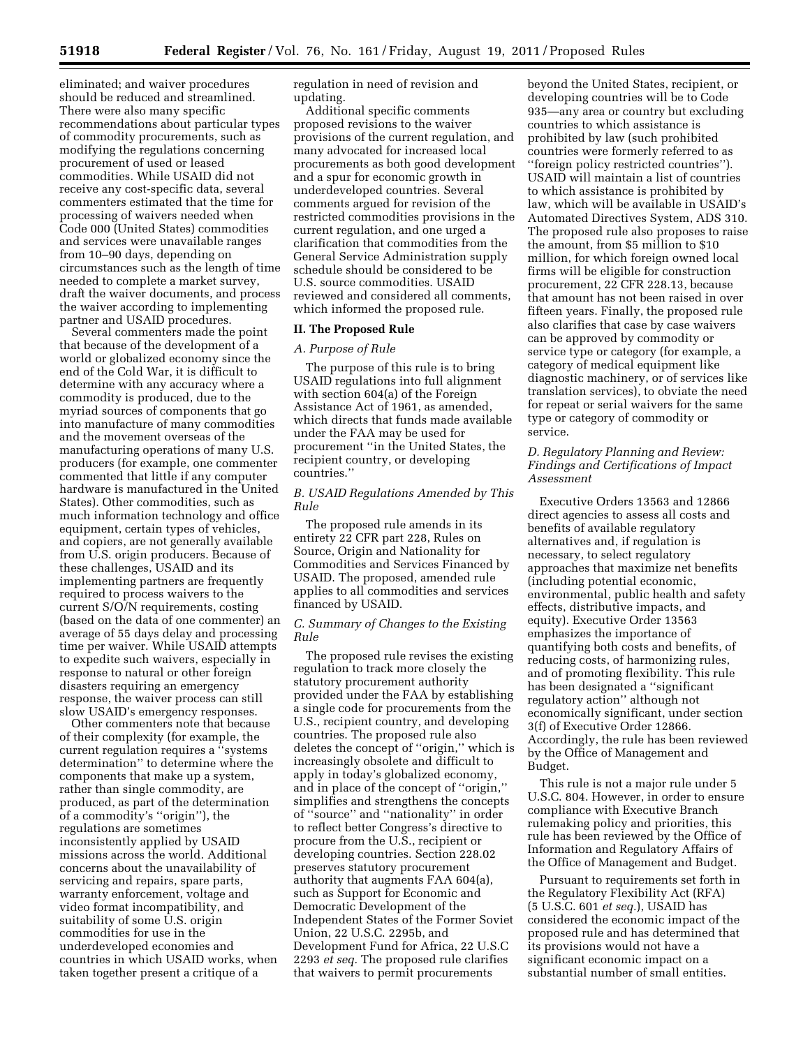eliminated; and waiver procedures should be reduced and streamlined. There were also many specific recommendations about particular types of commodity procurements, such as modifying the regulations concerning procurement of used or leased commodities. While USAID did not receive any cost-specific data, several commenters estimated that the time for processing of waivers needed when Code 000 (United States) commodities and services were unavailable ranges from 10–90 days, depending on circumstances such as the length of time needed to complete a market survey, draft the waiver documents, and process the waiver according to implementing partner and USAID procedures.

Several commenters made the point that because of the development of a world or globalized economy since the end of the Cold War, it is difficult to determine with any accuracy where a commodity is produced, due to the myriad sources of components that go into manufacture of many commodities and the movement overseas of the manufacturing operations of many U.S. producers (for example, one commenter commented that little if any computer hardware is manufactured in the United States). Other commodities, such as much information technology and office equipment, certain types of vehicles, and copiers, are not generally available from U.S. origin producers. Because of these challenges, USAID and its implementing partners are frequently required to process waivers to the current S/O/N requirements, costing (based on the data of one commenter) an average of 55 days delay and processing time per waiver. While USAID attempts to expedite such waivers, especially in response to natural or other foreign disasters requiring an emergency response, the waiver process can still slow USAID's emergency responses.

Other commenters note that because of their complexity (for example, the current regulation requires a "systems determination" to determine where the components that make up a system, rather than single commodity, are produced, as part of the determination of a commodity's "origin"), the regulations are sometimes inconsistently applied by USAID missions across the world. Additional concerns about the unavailability of servicing and repairs, spare parts, warranty enforcement, voltage and video format incompatibility, and suitability of some U.S. origin commodities for use in the underdeveloped economies and countries in which USAID works, when taken together present a critique of a regulation in need of revision and updating.

Additional specific comments proposed revisions to the waiver provisions of the current regulation, and many advocated for increased local procurements as both good development and a spur for economic growth in underdeveloped countries. Several comments argued for revision of the restricted commodities provisions in the current regulation, and one urged a clarification that commodities from the General Service Administration supply schedule should be considered to be U.S. source commodities. USAID reviewed and considered all comments, which informed the proposed rule.

## II. The Proposed Rule

### *A. Purpose of Rule*

The purpose of this rule is to bring USAID regulations into full alignment with section 604(a) of the Foreign Assistance Act of 1961, as amended, which directs that funds made available under the FAA may be used for procurement "in the United States, the recipient country, or developing countries."

### *B. USAID Regulations Amended by This Rule*

The proposed rule amends in its entirety 22 CFR part 228, Rules on Source, Origin and Nationality for Commodities and Services Financed by USAID. The proposed, amended rule applies to all commodities and services financed by USAID.

### *C. Summary of Changes to the Existing Rule*

The proposed rule revises the existing regulation to track more closely the statutory procurement authority provided under the FAA by establishing a single code for procurements from the U.S., recipient country, and developing countries. The proposed rule also deletes the concept of "origin," which is increasingly obsolete and difficult to apply in today's globalized economy, and in place of the concept of "origin," simplifies and strengthens the concepts of "source" and "nationality" in order to reflect better Congress's directive to procure from the U.S., recipient or developing countries. Section 228.02 preserves statutory procurement authority that augments FAA 604(a), such as Support for Economic and Democratic Development of the Independent States of the Former Soviet Union, 22 U.S.C. 2295b, and Development Fund for Africa, 22 U.S.C 2293 *et seq.* The proposed rule clarifies that waivers to permit procurements beyond the United States, recipient, or developing countries will be to Code 935—any area or country but excluding countries to which assistance is prohibited by law (such prohibited countries were formerly referred to as "foreign policy restricted countries"). USAID will maintain a list of countries to which assistance is prohibited by law, which will be available in USAID's Automated Directives System, ADS 310. The proposed rule also proposes to raise the amount, from $5 million to $10 million, for which foreign owned local firms will be eligible for construction procurement, 22 CFR 228.13, because that amount has not been raised in over fifteen years. Finally, the proposed rule also clarifies that case by case waivers can be approved by commodity or service type or category (for example, a category of medical equipment like diagnostic machinery, or of services like translation services), to obviate the need for repeat or serial waivers for the same type or category of commodity or service.

### *D. Regulatory Planning and Review: Findings and Certifications of Impact Assessment*

Executive Orders 13563 and 12866 direct agencies to assess all costs and benefits of available regulatory alternatives and, if regulation is necessary, to select regulatory approaches that maximize net benefits (including potential economic, environmental, public health and safety effects, distributive impacts, and equity). Executive Order 13563 emphasizes the importance of quantifying both costs and benefits, of reducing costs, of harmonizing rules, and of promoting flexibility. This rule has been designated a "significant regulatory action" although not economically significant, under section 3(f) of Executive Order 12866. Accordingly, the rule has been reviewed by the Office of Management and Budget.

This rule is not a major rule under 5 U.S.C. 804. However, in order to ensure compliance with Executive Branch rulemaking policy and priorities, this rule has been reviewed by the Office of Information and Regulatory Affairs of the Office of Management and Budget.

Pursuant to requirements set forth in the Regulatory Flexibility Act (RFA) (5 U.S.C. 601 *et seq.*), USAID has considered the economic impact of the proposed rule and has determined that its provisions would not have a significant economic impact on a substantial number of small entities.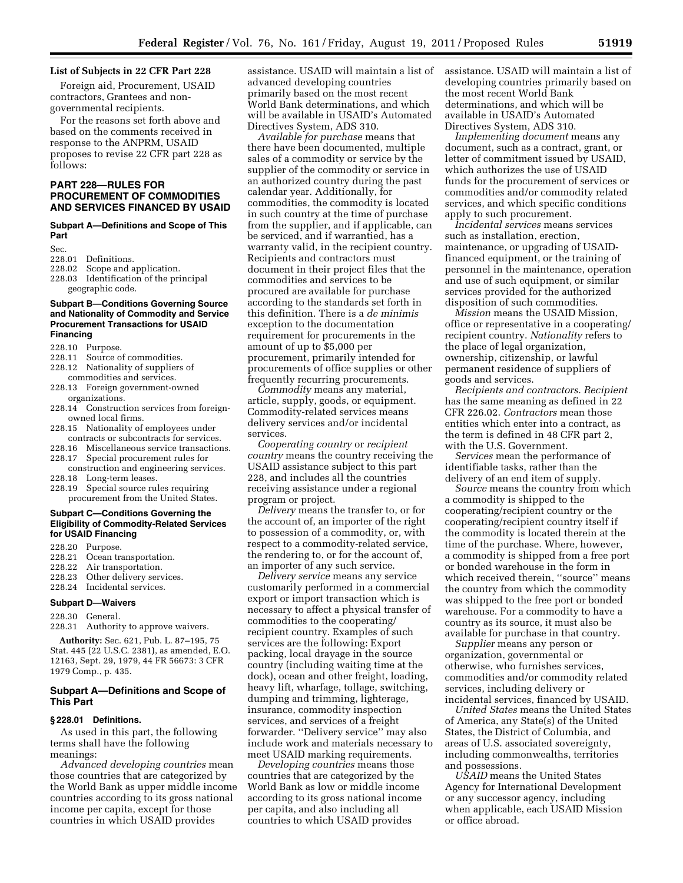### List of Subjects in 22 CFR Part 228

Foreign aid, Procurement, USAID contractors, Grantees and non-governmental recipients.

For the reasons set forth above and based on the comments received in response to the ANPRM, USAID proposes to revise 22 CFR part 228 as follows:

## PART 228—RULES FOR PROCUREMENT OF COMMODITIES AND SERVICES FINANCED BY USAID

### Subpart A—Definitions and Scope of This Part

Sec.
228.01 Definitions.
228.02 Scope and application.
228.03 Identification of the principal geographic code.

### Subpart B—Conditions Governing Source and Nationality of Commodity and Service Procurement Transactions for USAID Financing

228.10 Purpose.
228.11 Source of commodities.
228.12 Nationality of suppliers of commodities and services.
228.13 Foreign government-owned organizations.
228.14 Construction services from foreign-owned local firms.
228.15 Nationality of employees under contracts or subcontracts for services.
228.16 Miscellaneous service transactions.
228.17 Special procurement rules for construction and engineering services.
228.18 Long-term leases.
228.19 Special source rules requiring procurement from the United States.

### Subpart C—Conditions Governing the Eligibility of Commodity-Related Services for USAID Financing

228.20 Purpose.
228.21 Ocean transportation.
228.22 Air transportation.
228.23 Other delivery services.
228.24 Incidental services.

### Subpart D—Waivers

228.30 General.
228.31 Authority to approve waivers.

**Authority:** Sec. 621, Pub. L. 87–195, 75 Stat. 445 (22 U.S.C. 2381), as amended, E.O. 12163, Sept. 29, 1979, 44 FR 56673: 3 CFR 1979 Comp., p. 435.

## Subpart A—Definitions and Scope of This Part

### § 228.01 Definitions.

As used in this part, the following terms shall have the following meanings:

*Advanced developing countries* mean those countries that are categorized by the World Bank as upper middle income countries according to its gross national income per capita, except for those countries in which USAID provides assistance. USAID will maintain a list of advanced developing countries primarily based on the most recent World Bank determinations, and which will be available in USAID's Automated Directives System, ADS 310.

*Available for purchase* means that there have been documented, multiple sales of a commodity or service by the supplier of the commodity or service in an authorized country during the past calendar year. Additionally, for commodities, the commodity is located in such country at the time of purchase from the supplier, and if applicable, can be serviced, and if warrantied, has a warranty valid, in the recipient country. Recipients and contractors must document in their project files that the commodities and services to be procured are available for purchase according to the standards set forth in this definition. There is a *de minimis* exception to the documentation requirement for procurements in the amount of up to $5,000 per procurement, primarily intended for procurements of office supplies or other frequently recurring procurements.

*Commodity* means any material, article, supply, goods, or equipment. Commodity-related services means delivery services and/or incidental services.

*Cooperating country* or *recipient country* means the country receiving the USAID assistance subject to this part 228, and includes all the countries receiving assistance under a regional program or project.

*Delivery* means the transfer to, or for the account of, an importer of the right to possession of a commodity, or, with respect to a commodity-related service, the rendering to, or for the account of, an importer of any such service.

*Delivery service* means any service customarily performed in a commercial export or import transaction which is necessary to affect a physical transfer of commodities to the cooperating/recipient country. Examples of such services are the following: Export packing, local drayage in the source country (including waiting time at the dock), ocean and other freight, loading, heavy lift, wharfage, tollage, switching, dumping and trimming, lighterage, insurance, commodity inspection services, and services of a freight forwarder. ''Delivery service'' may also include work and materials necessary to meet USAID marking requirements.

*Developing countries* means those countries that are categorized by the World Bank as low or middle income according to its gross national income per capita, and also including all countries to which USAID provides assistance. USAID will maintain a list of developing countries primarily based on the most recent World Bank determinations, and which will be available in USAID's Automated Directives System, ADS 310.

*Implementing document* means any document, such as a contract, grant, or letter of commitment issued by USAID, which authorizes the use of USAID funds for the procurement of services or commodities and/or commodity related services, and which specific conditions apply to such procurement.

*Incidental services* means services such as installation, erection, maintenance, or upgrading of USAID-financed equipment, or the training of personnel in the maintenance, operation and use of such equipment, or similar services provided for the authorized disposition of such commodities.

*Mission* means the USAID Mission, office or representative in a cooperating/recipient country. *Nationality* refers to the place of legal organization, ownership, citizenship, or lawful permanent residence of suppliers of goods and services.

*Recipients and contractors. Recipient* has the same meaning as defined in 22 CFR 226.02. *Contractors* mean those entities which enter into a contract, as the term is defined in 48 CFR part 2, with the U.S. Government.

*Services* mean the performance of identifiable tasks, rather than the delivery of an end item of supply.

*Source* means the country from which a commodity is shipped to the cooperating/recipient country or the cooperating/recipient country itself if the commodity is located therein at the time of the purchase. Where, however, a commodity is shipped from a free port or bonded warehouse in the form in which received therein, ''source'' means the country from which the commodity was shipped to the free port or bonded warehouse. For a commodity to have a country as its source, it must also be available for purchase in that country.

*Supplier* means any person or organization, governmental or otherwise, who furnishes services, commodities and/or commodity related services, including delivery or incidental services, financed by USAID.

*United States* means the United States of America, any State(s) of the United States, the District of Columbia, and areas of U.S. associated sovereignty, including commonwealths, territories and possessions.

*USAID* means the United States Agency for International Development or any successor agency, including when applicable, each USAID Mission or office abroad.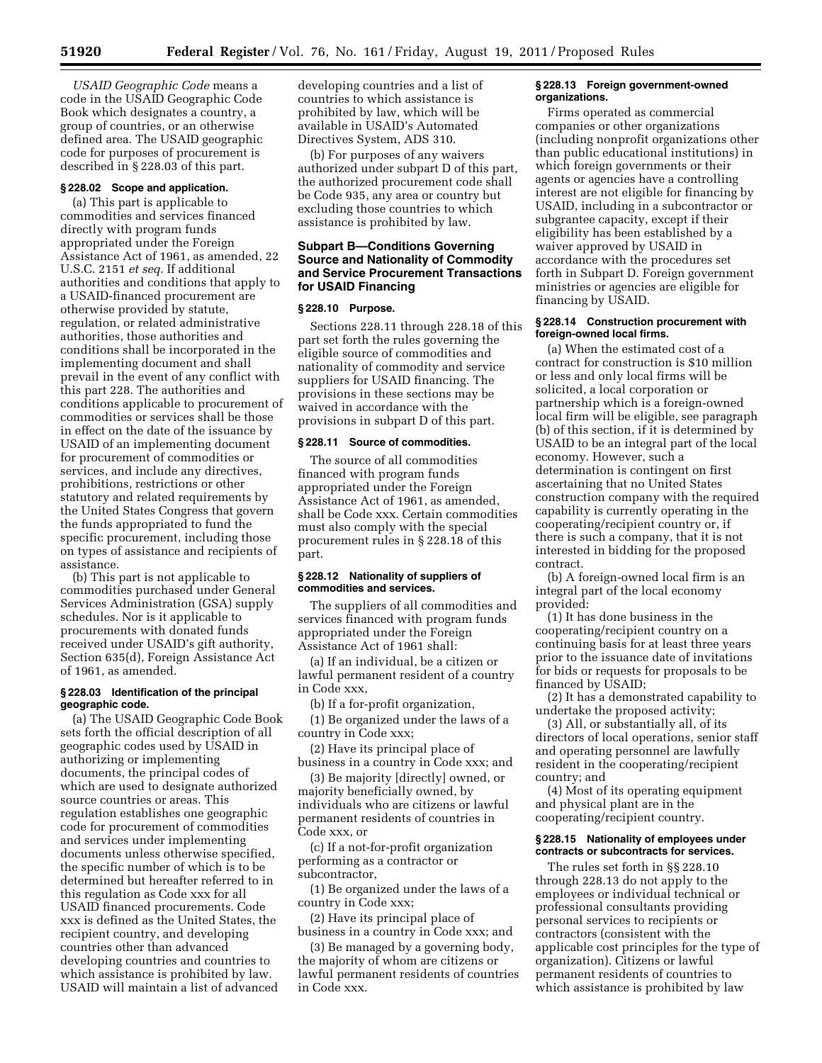*USAID Geographic Code* means a code in the USAID Geographic Code Book which designates a country, a group of countries, or an otherwise defined area. The USAID geographic code for purposes of procurement is described in § 228.03 of this part.

### § 228.02 Scope and application.

(a) This part is applicable to commodities and services financed directly with program funds appropriated under the Foreign Assistance Act of 1961, as amended, 22 U.S.C. 2151 *et seq.* If additional authorities and conditions that apply to a USAID-financed procurement are otherwise provided by statute, regulation, or related administrative authorities, those authorities and conditions shall be incorporated in the implementing document and shall prevail in the event of any conflict with this part 228. The authorities and conditions applicable to procurement of commodities or services shall be those in effect on the date of the issuance by USAID of an implementing document for procurement of commodities or services, and include any directives, prohibitions, restrictions or other statutory and related requirements by the United States Congress that govern the funds appropriated to fund the specific procurement, including those on types of assistance and recipients of assistance.

(b) This part is not applicable to commodities purchased under General Services Administration (GSA) supply schedules. Nor is it applicable to procurements with donated funds received under USAID's gift authority, Section 635(d), Foreign Assistance Act of 1961, as amended.

### § 228.03 Identification of the principal geographic code.

(a) The USAID Geographic Code Book sets forth the official description of all geographic codes used by USAID in authorizing or implementing documents, the principal codes of which are used to designate authorized source countries or areas. This regulation establishes one geographic code for procurement of commodities and services under implementing documents unless otherwise specified, the specific number of which is to be determined but hereafter referred to in this regulation as Code xxx for all USAID financed procurements. Code xxx is defined as the United States, the recipient country, and developing countries other than advanced developing countries and countries to which assistance is prohibited by law. USAID will maintain a list of advanced developing countries and a list of countries to which assistance is prohibited by law, which will be available in USAID's Automated Directives System, ADS 310.

(b) For purposes of any waivers authorized under subpart D of this part, the authorized procurement code shall be Code 935, any area or country but excluding those countries to which assistance is prohibited by law.

## Subpart B—Conditions Governing Source and Nationality of Commodity and Service Procurement Transactions for USAID Financing

### § 228.10 Purpose.

Sections 228.11 through 228.18 of this part set forth the rules governing the eligible source of commodities and nationality of commodity and service suppliers for USAID financing. The provisions in these sections may be waived in accordance with the provisions in subpart D of this part.

### § 228.11 Source of commodities.

The source of all commodities financed with program funds appropriated under the Foreign Assistance Act of 1961, as amended, shall be Code xxx. Certain commodities must also comply with the special procurement rules in § 228.18 of this part.

### § 228.12 Nationality of suppliers of commodities and services.

The suppliers of all commodities and services financed with program funds appropriated under the Foreign Assistance Act of 1961 shall:

(a) If an individual, be a citizen or lawful permanent resident of a country in Code xxx,

(b) If a for-profit organization,

(1) Be organized under the laws of a country in Code xxx;

(2) Have its principal place of business in a country in Code xxx; and

(3) Be majority [directly] owned, or majority beneficially owned, by individuals who are citizens or lawful permanent residents of countries in Code xxx, or

(c) If a not-for-profit organization performing as a contractor or subcontractor,

(1) Be organized under the laws of a country in Code xxx;

(2) Have its principal place of business in a country in Code xxx; and

(3) Be managed by a governing body, the majority of whom are citizens or lawful permanent residents of countries in Code xxx.

### § 228.13 Foreign government-owned organizations.

Firms operated as commercial companies or other organizations (including nonprofit organizations other than public educational institutions) in which foreign governments or their agents or agencies have a controlling interest are not eligible for financing by USAID, including in a subcontractor or subgrantee capacity, except if their eligibility has been established by a waiver approved by USAID in accordance with the procedures set forth in Subpart D. Foreign government ministries or agencies are eligible for financing by USAID.

### § 228.14 Construction procurement with foreign-owned local firms.

(a) When the estimated cost of a contract for construction is $10 million or less and only local firms will be solicited, a local corporation or partnership which is a foreign-owned local firm will be eligible, see paragraph (b) of this section, if it is determined by USAID to be an integral part of the local economy. However, such a determination is contingent on first ascertaining that no United States construction company with the required capability is currently operating in the cooperating/recipient country or, if there is such a company, that it is not interested in bidding for the proposed contract.

(b) A foreign-owned local firm is an integral part of the local economy provided:

(1) It has done business in the cooperating/recipient country on a continuing basis for at least three years prior to the issuance date of invitations for bids or requests for proposals to be financed by USAID;

(2) It has a demonstrated capability to undertake the proposed activity;

(3) All, or substantially all, of its directors of local operations, senior staff and operating personnel are lawfully resident in the cooperating/recipient country; and

(4) Most of its operating equipment and physical plant are in the cooperating/recipient country.

### § 228.15 Nationality of employees under contracts or subcontracts for services.

The rules set forth in §§ 228.10 through 228.13 do not apply to the employees or individual technical or professional consultants providing personal services to recipients or contractors (consistent with the applicable cost principles for the type of organization). Citizens or lawful permanent residents of countries to which assistance is prohibited by law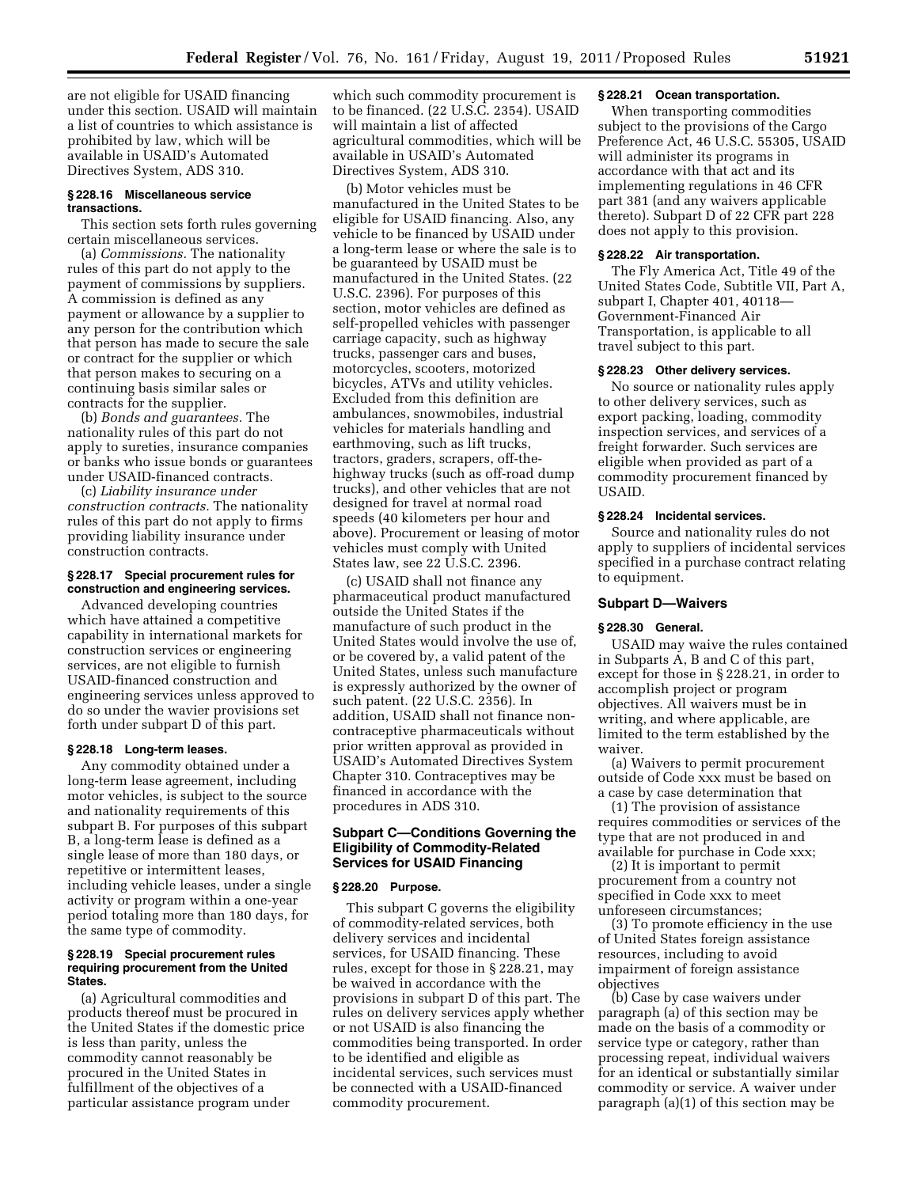are not eligible for USAID financing under this section. USAID will maintain a list of countries to which assistance is prohibited by law, which will be available in USAID's Automated Directives System, ADS 310.

### § 228.16 Miscellaneous service transactions.

This section sets forth rules governing certain miscellaneous services.

(a) *Commissions.* The nationality rules of this part do not apply to the payment of commissions by suppliers. A commission is defined as any payment or allowance by a supplier to any person for the contribution which that person has made to secure the sale or contract for the supplier or which that person makes to securing on a continuing basis similar sales or contracts for the supplier.

(b) *Bonds and guarantees.* The nationality rules of this part do not apply to sureties, insurance companies or banks who issue bonds or guarantees under USAID-financed contracts.

(c) *Liability insurance under construction contracts.* The nationality rules of this part do not apply to firms providing liability insurance under construction contracts.

### § 228.17 Special procurement rules for construction and engineering services.

Advanced developing countries which have attained a competitive capability in international markets for construction services or engineering services, are not eligible to furnish USAID-financed construction and engineering services unless approved to do so under the wavier provisions set forth under subpart D of this part.

### § 228.18 Long-term leases.

Any commodity obtained under a long-term lease agreement, including motor vehicles, is subject to the source and nationality requirements of this subpart B. For purposes of this subpart B, a long-term lease is defined as a single lease of more than 180 days, or repetitive or intermittent leases, including vehicle leases, under a single activity or program within a one-year period totaling more than 180 days, for the same type of commodity.

### § 228.19 Special procurement rules requiring procurement from the United States.

(a) Agricultural commodities and products thereof must be procured in the United States if the domestic price is less than parity, unless the commodity cannot reasonably be procured in the United States in fulfillment of the objectives of a particular assistance program under which such commodity procurement is to be financed. (22 U.S.C. 2354). USAID will maintain a list of affected agricultural commodities, which will be available in USAID's Automated Directives System, ADS 310.

(b) Motor vehicles must be manufactured in the United States to be eligible for USAID financing. Also, any vehicle to be financed by USAID under a long-term lease or where the sale is to be guaranteed by USAID must be manufactured in the United States. (22 U.S.C. 2396). For purposes of this section, motor vehicles are defined as self-propelled vehicles with passenger carriage capacity, such as highway trucks, passenger cars and buses, motorcycles, scooters, motorized bicycles, ATVs and utility vehicles. Excluded from this definition are ambulances, snowmobiles, industrial vehicles for materials handling and earthmoving, such as lift trucks, tractors, graders, scrapers, off-the-highway trucks (such as off-road dump trucks), and other vehicles that are not designed for travel at normal road speeds (40 kilometers per hour and above). Procurement or leasing of motor vehicles must comply with United States law, see 22 U.S.C. 2396.

(c) USAID shall not finance any pharmaceutical product manufactured outside the United States if the manufacture of such product in the United States would involve the use of, or be covered by, a valid patent of the United States, unless such manufacture is expressly authorized by the owner of such patent. (22 U.S.C. 2356). In addition, USAID shall not finance non-contraceptive pharmaceuticals without prior written approval as provided in USAID's Automated Directives System Chapter 310. Contraceptives may be financed in accordance with the procedures in ADS 310.

## Subpart C—Conditions Governing the Eligibility of Commodity-Related Services for USAID Financing

### § 228.20 Purpose.

This subpart C governs the eligibility of commodity-related services, both delivery services and incidental services, for USAID financing. These rules, except for those in § 228.21, may be waived in accordance with the provisions in subpart D of this part. The rules on delivery services apply whether or not USAID is also financing the commodities being transported. In order to be identified and eligible as incidental services, such services must be connected with a USAID-financed commodity procurement.

### § 228.21 Ocean transportation.

When transporting commodities subject to the provisions of the Cargo Preference Act, 46 U.S.C. 55305, USAID will administer its programs in accordance with that act and its implementing regulations in 46 CFR part 381 (and any waivers applicable thereto). Subpart D of 22 CFR part 228 does not apply to this provision.

### § 228.22 Air transportation.

The Fly America Act, Title 49 of the United States Code, Subtitle VII, Part A, subpart I, Chapter 401, 40118—Government-Financed Air Transportation, is applicable to all travel subject to this part.

### § 228.23 Other delivery services.

No source or nationality rules apply to other delivery services, such as export packing, loading, commodity inspection services, and services of a freight forwarder. Such services are eligible when provided as part of a commodity procurement financed by USAID.

### § 228.24 Incidental services.

Source and nationality rules do not apply to suppliers of incidental services specified in a purchase contract relating to equipment.

## Subpart D—Waivers

### § 228.30 General.

USAID may waive the rules contained in Subparts A, B and C of this part, except for those in § 228.21, in order to accomplish project or program objectives. All waivers must be in writing, and where applicable, are limited to the term established by the waiver.

(a) Waivers to permit procurement outside of Code xxx must be based on a case by case determination that

(1) The provision of assistance requires commodities or services of the type that are not produced in and available for purchase in Code xxx;

(2) It is important to permit procurement from a country not specified in Code xxx to meet unforeseen circumstances;

(3) To promote efficiency in the use of United States foreign assistance resources, including to avoid impairment of foreign assistance objectives

(b) Case by case waivers under paragraph (a) of this section may be made on the basis of a commodity or service type or category, rather than processing repeat, individual waivers for an identical or substantially similar commodity or service. A waiver under paragraph (a)(1) of this section may be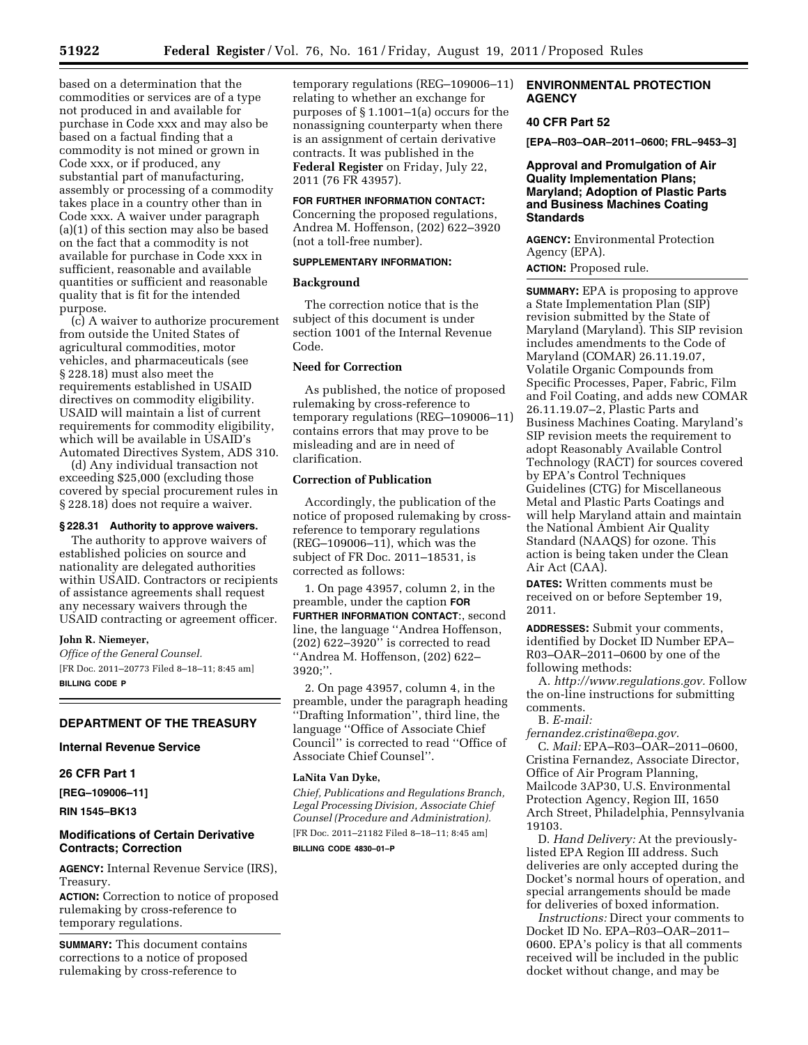based on a determination that the commodities or services are of a type not produced in and available for purchase in Code xxx and may also be based on a factual finding that a commodity is not mined or grown in Code xxx, or if produced, any substantial part of manufacturing, assembly or processing of a commodity takes place in a country other than in Code xxx. A waiver under paragraph (a)(1) of this section may also be based on the fact that a commodity is not available for purchase in Code xxx in sufficient, reasonable and available quantities or sufficient and reasonable quality that is fit for the intended purpose.

(c) A waiver to authorize procurement from outside the United States of agricultural commodities, motor vehicles, and pharmaceuticals (see § 228.18) must also meet the requirements established in USAID directives on commodity eligibility. USAID will maintain a list of current requirements for commodity eligibility, which will be available in USAID's Automated Directives System, ADS 310.

(d) Any individual transaction not exceeding $25,000 (excluding those covered by special procurement rules in § 228.18) does not require a waiver.

**§ 228.31 Authority to approve waivers.**

The authority to approve waivers of established policies on source and nationality are delegated authorities within USAID. Contractors or recipients of assistance agreements shall request any necessary waivers through the USAID contracting or agreement officer.

**John R. Niemeyer,**

*Office of the General Counsel.*

[FR Doc. 2011–20773 Filed 8–18–11; 8:45 am]

**BILLING CODE P**

## DEPARTMENT OF THE TREASURY

### Internal Revenue Service

### 26 CFR Part 1

**[REG–109006–11]**

**RIN 1545–BK13**

### Modifications of Certain Derivative Contracts; Correction

**AGENCY:** Internal Revenue Service (IRS), Treasury.

**ACTION:** Correction to notice of proposed rulemaking by cross-reference to temporary regulations.

**SUMMARY:** This document contains corrections to a notice of proposed rulemaking by cross-reference to temporary regulations (REG–109006–11) relating to whether an exchange for purposes of § 1.1001–1(a) occurs for the nonassigning counterparty when there is an assignment of certain derivative contracts. It was published in the **Federal Register** on Friday, July 22, 2011 (76 FR 43957).

**FOR FURTHER INFORMATION CONTACT:** Concerning the proposed regulations, Andrea M. Hoffenson, (202) 622–3920 (not a toll-free number).

**SUPPLEMENTARY INFORMATION:**

**Background**

The correction notice that is the subject of this document is under section 1001 of the Internal Revenue Code.

**Need for Correction**

As published, the notice of proposed rulemaking by cross-reference to temporary regulations (REG–109006–11) contains errors that may prove to be misleading and are in need of clarification.

**Correction of Publication**

Accordingly, the publication of the notice of proposed rulemaking by cross-reference to temporary regulations (REG–109006–11), which was the subject of FR Doc. 2011–18531, is corrected as follows:

1. On page 43957, column 2, in the preamble, under the caption **FOR FURTHER INFORMATION CONTACT:**, second line, the language ''Andrea Hoffenson, (202) 622–3920'' is corrected to read ''Andrea M. Hoffenson, (202) 622–3920;''.

2. On page 43957, column 4, in the preamble, under the paragraph heading ''Drafting Information'', third line, the language ''Office of Associate Chief Council'' is corrected to read ''Office of Associate Chief Counsel''.

**LaNita Van Dyke,**

*Chief, Publications and Regulations Branch, Legal Processing Division, Associate Chief Counsel (Procedure and Administration).*

[FR Doc. 2011–21182 Filed 8–18–11; 8:45 am]

**BILLING CODE 4830–01–P**

## ENVIRONMENTAL PROTECTION AGENCY

### 40 CFR Part 52

**[EPA–R03–OAR–2011–0600; FRL–9453–3]**

### Approval and Promulgation of Air Quality Implementation Plans; Maryland; Adoption of Plastic Parts and Business Machines Coating Standards

**AGENCY:** Environmental Protection Agency (EPA).

**ACTION:** Proposed rule.

**SUMMARY:** EPA is proposing to approve a State Implementation Plan (SIP) revision submitted by the State of Maryland (Maryland). This SIP revision includes amendments to the Code of Maryland (COMAR) 26.11.19.07, Volatile Organic Compounds from Specific Processes, Paper, Fabric, Film and Foil Coating, and adds new COMAR 26.11.19.07–2, Plastic Parts and Business Machines Coating. Maryland's SIP revision meets the requirement to adopt Reasonably Available Control Technology (RACT) for sources covered by EPA's Control Techniques Guidelines (CTG) for Miscellaneous Metal and Plastic Parts Coatings and will help Maryland attain and maintain the National Ambient Air Quality Standard (NAAQS) for ozone. This action is being taken under the Clean Air Act (CAA).

**DATES:** Written comments must be received on or before September 19, 2011.

**ADDRESSES:** Submit your comments, identified by Docket ID Number EPA–R03–OAR–2011–0600 by one of the following methods:

A. *http://www.regulations.gov.* Follow the on-line instructions for submitting comments.

B. *E-mail: fernandez.cristina@epa.gov.*

C. *Mail:* EPA–R03–OAR–2011–0600, Cristina Fernandez, Associate Director, Office of Air Program Planning, Mailcode 3AP30, U.S. Environmental Protection Agency, Region III, 1650 Arch Street, Philadelphia, Pennsylvania 19103.

D. *Hand Delivery:* At the previously-listed EPA Region III address. Such deliveries are only accepted during the Docket's normal hours of operation, and special arrangements should be made for deliveries of boxed information.

*Instructions:* Direct your comments to Docket ID No. EPA–R03–OAR–2011–0600. EPA's policy is that all comments received will be included in the public docket without change, and may be